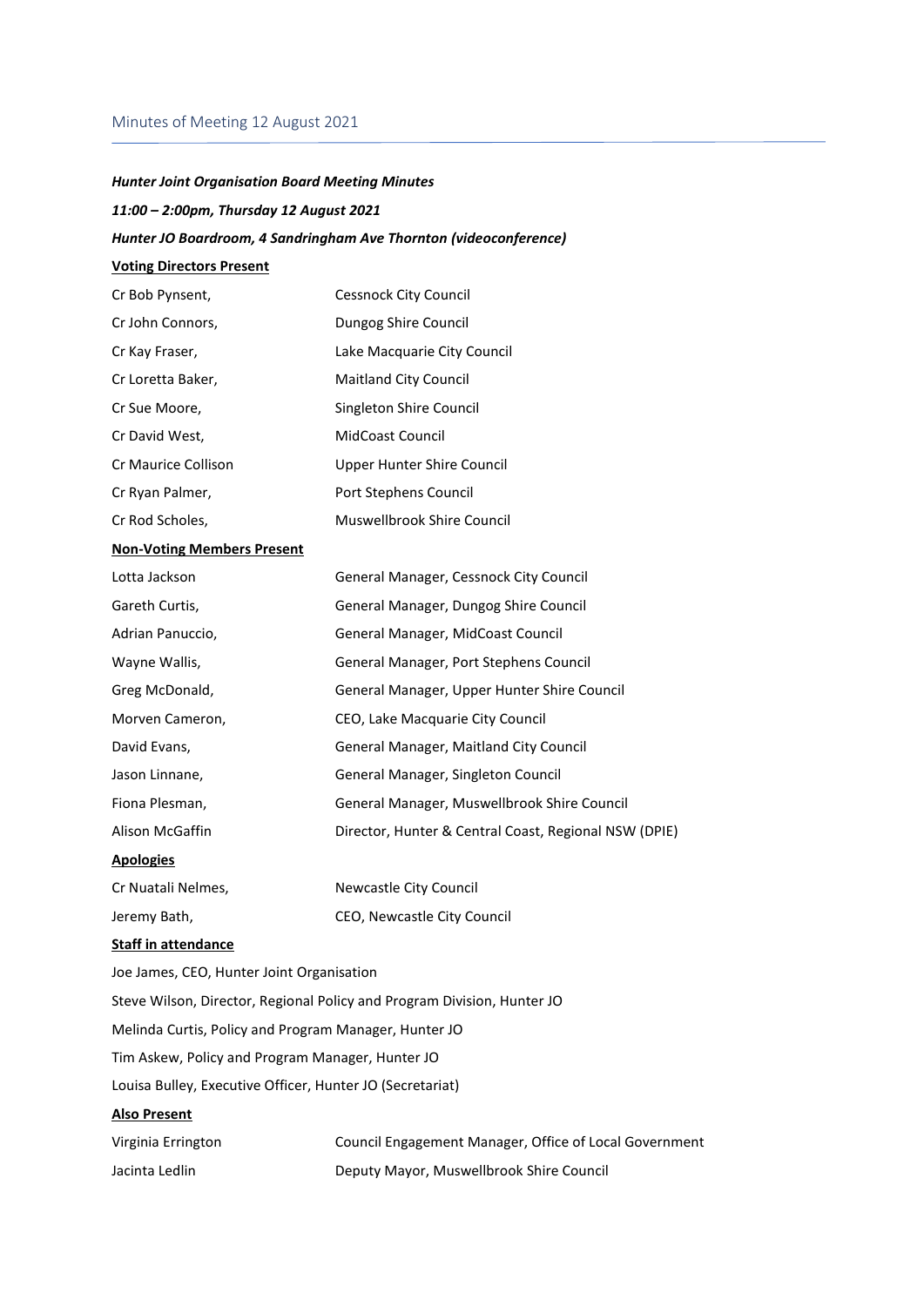## Minutes of Meeting 12 August 2021

***Hunter Joint Organisation Board Meeting Minutes***

***11:00 – 2:00pm, Thursday 12 August 2021***

***Hunter JO Boardroom, 4 Sandringham Ave Thornton (videoconference)***

**Voting Directors Present**

| | |
|---|---|
| Cr Bob Pynsent, | Cessnock City Council |
| Cr John Connors, | Dungog Shire Council |
| Cr Kay Fraser, | Lake Macquarie City Council |
| Cr Loretta Baker, | Maitland City Council |
| Cr Sue Moore, | Singleton Shire Council |
| Cr David West, | MidCoast Council |
| Cr Maurice Collison | Upper Hunter Shire Council |
| Cr Ryan Palmer, | Port Stephens Council |
| Cr Rod Scholes, | Muswellbrook Shire Council |

**Non-Voting Members Present**

| | |
|---|---|
| Lotta Jackson | General Manager, Cessnock City Council |
| Gareth Curtis, | General Manager, Dungog Shire Council |
| Adrian Panuccio, | General Manager, MidCoast Council |
| Wayne Wallis, | General Manager, Port Stephens Council |
| Greg McDonald, | General Manager, Upper Hunter Shire Council |
| Morven Cameron, | CEO, Lake Macquarie City Council |
| David Evans, | General Manager, Maitland City Council |
| Jason Linnane, | General Manager, Singleton Council |
| Fiona Plesman, | General Manager, Muswellbrook Shire Council |
| Alison McGaffin | Director, Hunter & Central Coast, Regional NSW (DPIE) |

**Apologies**

| | |
|---|---|
| Cr Nuatali Nelmes, | Newcastle City Council |
| Jeremy Bath, | CEO, Newcastle City Council |

**Staff in attendance**

Joe James, CEO, Hunter Joint Organisation

Steve Wilson, Director, Regional Policy and Program Division, Hunter JO

Melinda Curtis, Policy and Program Manager, Hunter JO

Tim Askew, Policy and Program Manager, Hunter JO

Louisa Bulley, Executive Officer, Hunter JO (Secretariat)

**Also Present**

| | |
|---|---|
| Virginia Errington | Council Engagement Manager, Office of Local Government |
| Jacinta Ledlin | Deputy Mayor, Muswellbrook Shire Council |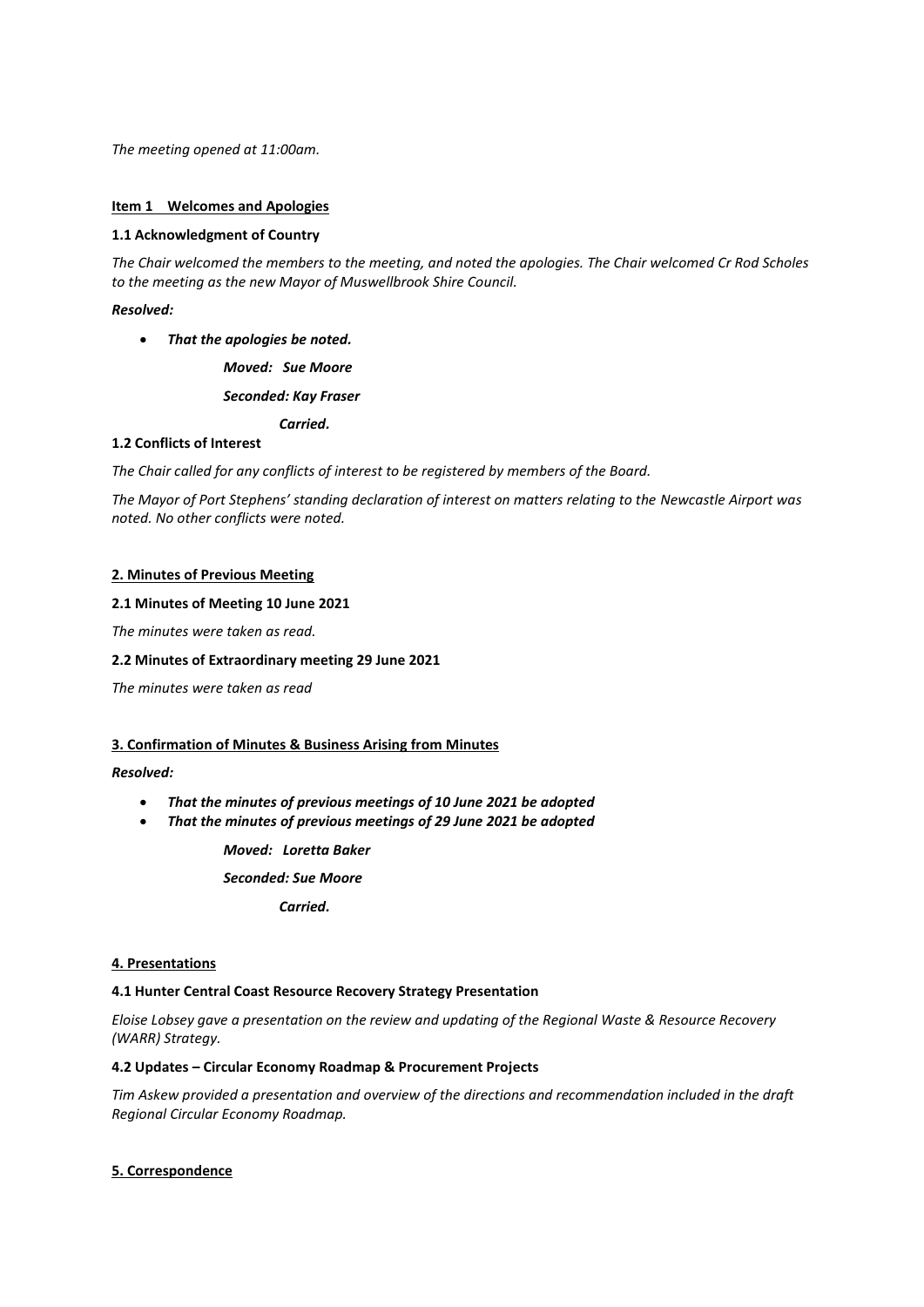*The meeting opened at 11:00am.*

**Item 1 Welcomes and Apologies**

**1.1 Acknowledgment of Country**

*The Chair welcomed the members to the meeting, and noted the apologies. The Chair welcomed Cr Rod Scholes to the meeting as the new Mayor of Muswellbrook Shire Council.*

***Resolved:***

- ***That the apologies be noted.***

  ***Moved: Sue Moore***

  ***Seconded: Kay Fraser***

  ***Carried.***

**1.2 Conflicts of Interest**

*The Chair called for any conflicts of interest to be registered by members of the Board.*

*The Mayor of Port Stephens' standing declaration of interest on matters relating to the Newcastle Airport was noted. No other conflicts were noted.*

**2. Minutes of Previous Meeting**

**2.1 Minutes of Meeting 10 June 2021**

*The minutes were taken as read.*

**2.2 Minutes of Extraordinary meeting 29 June 2021**

*The minutes were taken as read*

**3. Confirmation of Minutes & Business Arising from Minutes**

***Resolved:***

- ***That the minutes of previous meetings of 10 June 2021 be adopted***
- ***That the minutes of previous meetings of 29 June 2021 be adopted***

  ***Moved: Loretta Baker***

  ***Seconded: Sue Moore***

  ***Carried.***

**4. Presentations**

**4.1 Hunter Central Coast Resource Recovery Strategy Presentation**

*Eloise Lobsey gave a presentation on the review and updating of the Regional Waste & Resource Recovery (WARR) Strategy.*

**4.2 Updates – Circular Economy Roadmap & Procurement Projects**

*Tim Askew provided a presentation and overview of the directions and recommendation included in the draft Regional Circular Economy Roadmap.*

**5. Correspondence**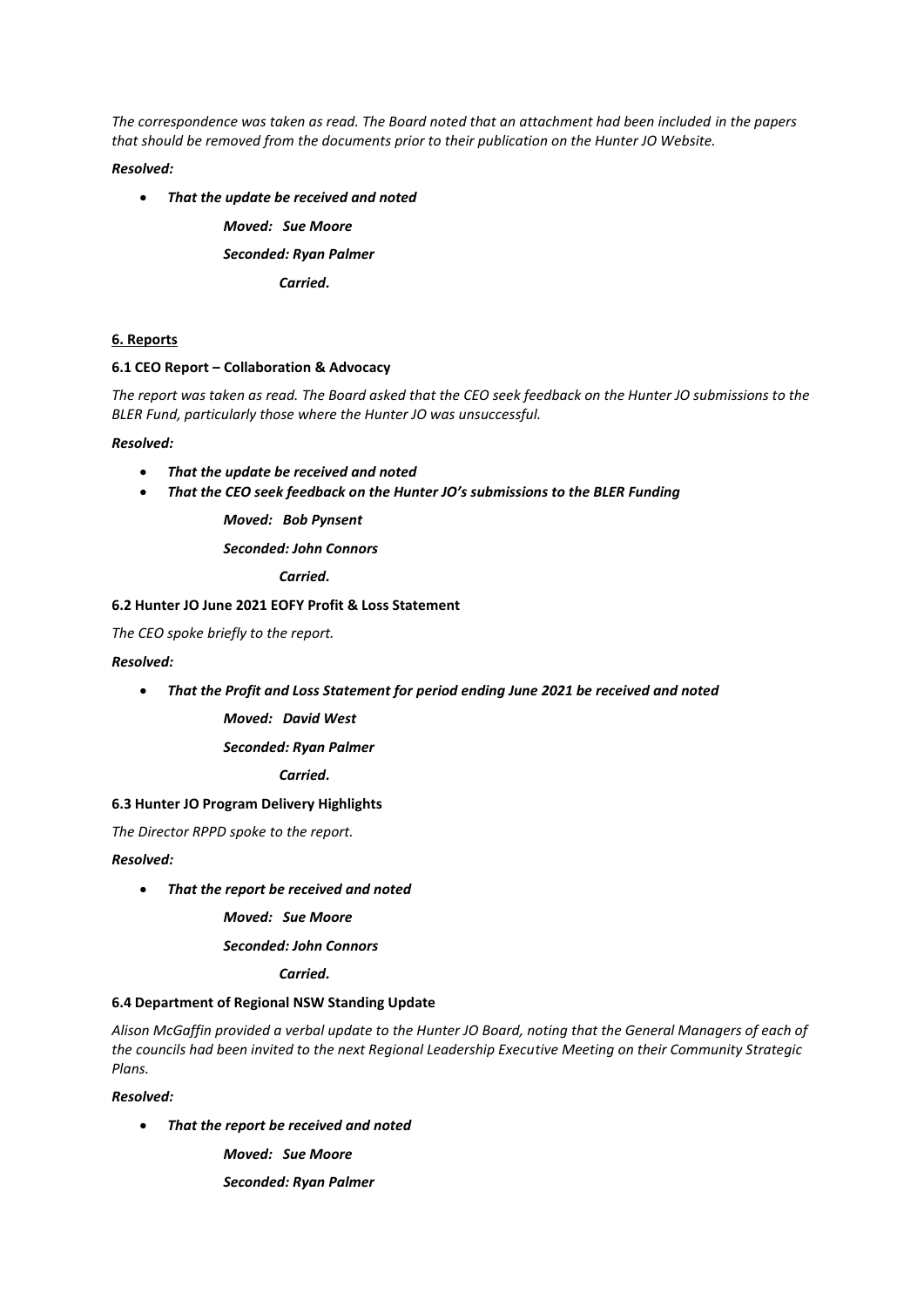*The correspondence was taken as read. The Board noted that an attachment had been included in the papers that should be removed from the documents prior to their publication on the Hunter JO Website.*

***Resolved:***

- ***That the update be received and noted***

***Moved: Sue Moore***

***Seconded: Ryan Palmer***

***Carried.***

## 6. Reports

### 6.1 CEO Report – Collaboration & Advocacy

*The report was taken as read. The Board asked that the CEO seek feedback on the Hunter JO submissions to the BLER Fund, particularly those where the Hunter JO was unsuccessful.*

***Resolved:***

- ***That the update be received and noted***
- ***That the CEO seek feedback on the Hunter JO's submissions to the BLER Funding***

***Moved: Bob Pynsent***

***Seconded: John Connors***

***Carried.***

### 6.2 Hunter JO June 2021 EOFY Profit & Loss Statement

*The CEO spoke briefly to the report.*

***Resolved:***

- ***That the Profit and Loss Statement for period ending June 2021 be received and noted***

***Moved: David West***

***Seconded: Ryan Palmer***

***Carried.***

### 6.3 Hunter JO Program Delivery Highlights

*The Director RPPD spoke to the report.*

***Resolved:***

- ***That the report be received and noted***

***Moved: Sue Moore***

***Seconded: John Connors***

***Carried.***

### 6.4 Department of Regional NSW Standing Update

*Alison McGaffin provided a verbal update to the Hunter JO Board, noting that the General Managers of each of the councils had been invited to the next Regional Leadership Executive Meeting on their Community Strategic Plans.*

***Resolved:***

- ***That the report be received and noted***

***Moved: Sue Moore***

***Seconded: Ryan Palmer***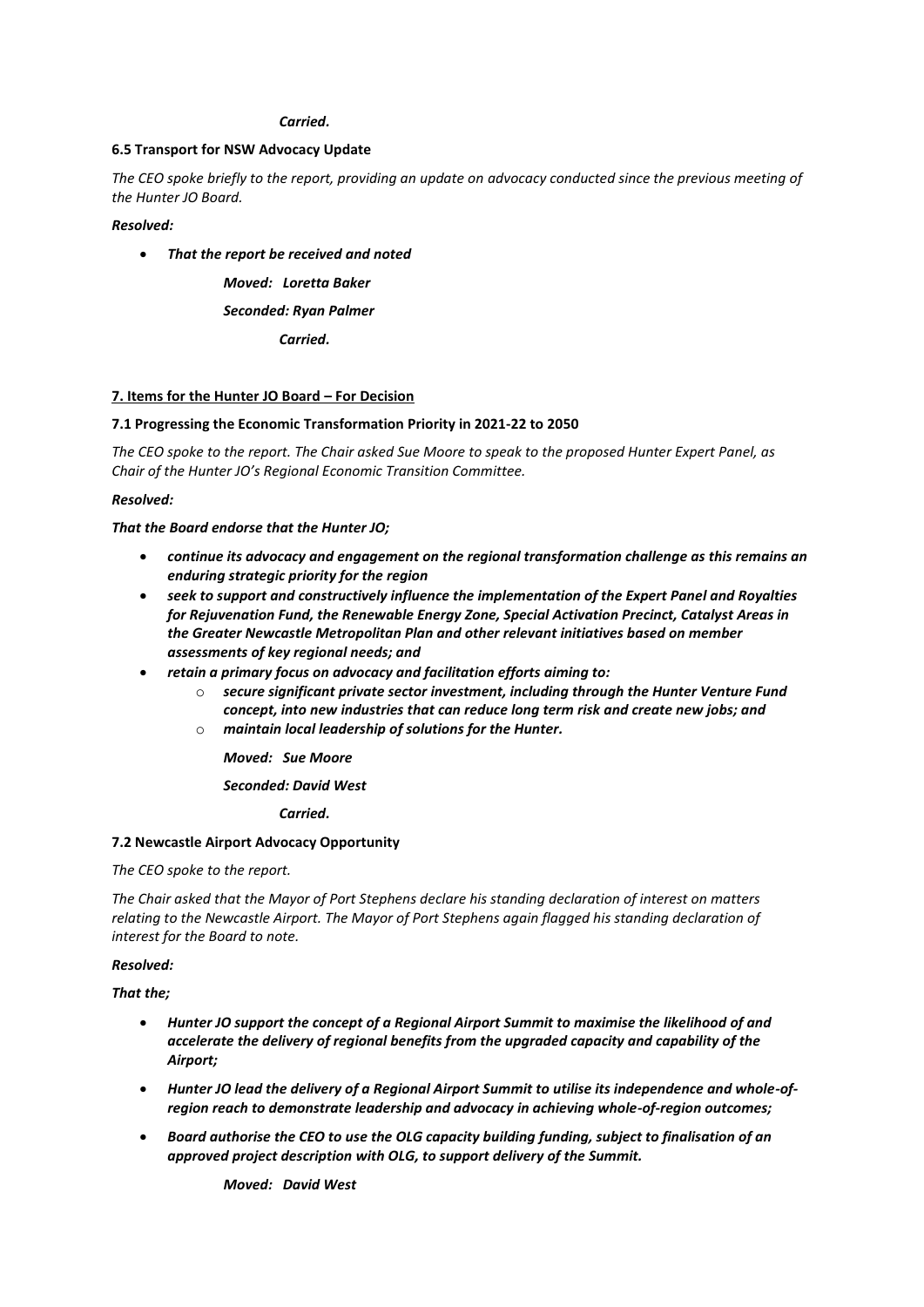*Carried.*

**6.5 Transport for NSW Advocacy Update**

*The CEO spoke briefly to the report, providing an update on advocacy conducted since the previous meeting of the Hunter JO Board.*

***Resolved:***

- ***That the report be received and noted***

***Moved: Loretta Baker***

***Seconded: Ryan Palmer***

***Carried.***

**7. Items for the Hunter JO Board – For Decision**

**7.1 Progressing the Economic Transformation Priority in 2021-22 to 2050**

*The CEO spoke to the report. The Chair asked Sue Moore to speak to the proposed Hunter Expert Panel, as Chair of the Hunter JO's Regional Economic Transition Committee.*

***Resolved:***

***That the Board endorse that the Hunter JO;***

- ***continue its advocacy and engagement on the regional transformation challenge as this remains an enduring strategic priority for the region***
- ***seek to support and constructively influence the implementation of the Expert Panel and Royalties for Rejuvenation Fund, the Renewable Energy Zone, Special Activation Precinct, Catalyst Areas in the Greater Newcastle Metropolitan Plan and other relevant initiatives based on member assessments of key regional needs; and***
- ***retain a primary focus on advocacy and facilitation efforts aiming to:***
  - ***secure significant private sector investment, including through the Hunter Venture Fund concept, into new industries that can reduce long term risk and create new jobs; and***
  - ***maintain local leadership of solutions for the Hunter.***

***Moved: Sue Moore***

***Seconded: David West***

***Carried.***

**7.2 Newcastle Airport Advocacy Opportunity**

*The CEO spoke to the report.*

*The Chair asked that the Mayor of Port Stephens declare his standing declaration of interest on matters relating to the Newcastle Airport. The Mayor of Port Stephens again flagged his standing declaration of interest for the Board to note.*

***Resolved:***

***That the;***

- ***Hunter JO support the concept of a Regional Airport Summit to maximise the likelihood of and accelerate the delivery of regional benefits from the upgraded capacity and capability of the Airport;***
- ***Hunter JO lead the delivery of a Regional Airport Summit to utilise its independence and whole-of-region reach to demonstrate leadership and advocacy in achieving whole-of-region outcomes;***
- ***Board authorise the CEO to use the OLG capacity building funding, subject to finalisation of an approved project description with OLG, to support delivery of the Summit.***

***Moved: David West***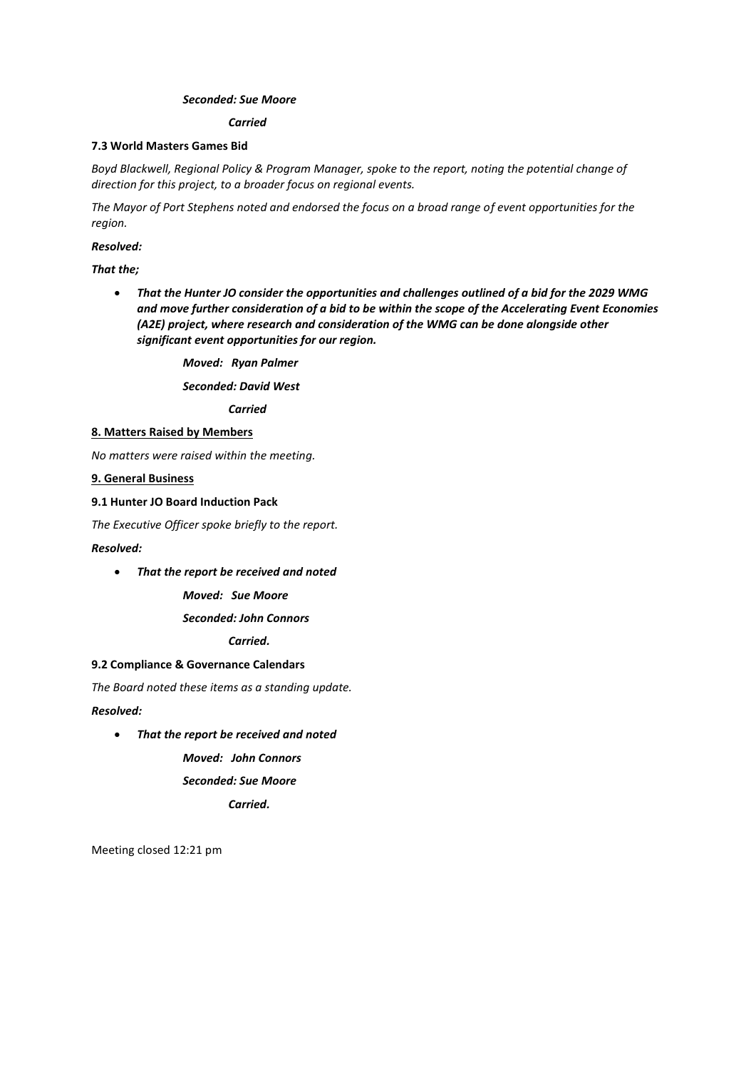*Seconded: Sue Moore*

*Carried*

**7.3 World Masters Games Bid**

*Boyd Blackwell, Regional Policy & Program Manager, spoke to the report, noting the potential change of direction for this project, to a broader focus on regional events.*

*The Mayor of Port Stephens noted and endorsed the focus on a broad range of event opportunities for the region.*

***Resolved:***

***That the;***

- ***That the Hunter JO consider the opportunities and challenges outlined of a bid for the 2029 WMG and move further consideration of a bid to be within the scope of the Accelerating Event Economies (A2E) project, where research and consideration of the WMG can be done alongside other significant event opportunities for our region.***

***Moved: Ryan Palmer***

***Seconded: David West***

***Carried***

**8. Matters Raised by Members**

*No matters were raised within the meeting.*

**9. General Business**

**9.1 Hunter JO Board Induction Pack**

*The Executive Officer spoke briefly to the report.*

***Resolved:***

- ***That the report be received and noted***

***Moved: Sue Moore***

***Seconded: John Connors***

***Carried.***

**9.2 Compliance & Governance Calendars**

*The Board noted these items as a standing update.*

***Resolved:***

- ***That the report be received and noted***

***Moved: John Connors***

***Seconded: Sue Moore***

***Carried.***

Meeting closed 12:21 pm